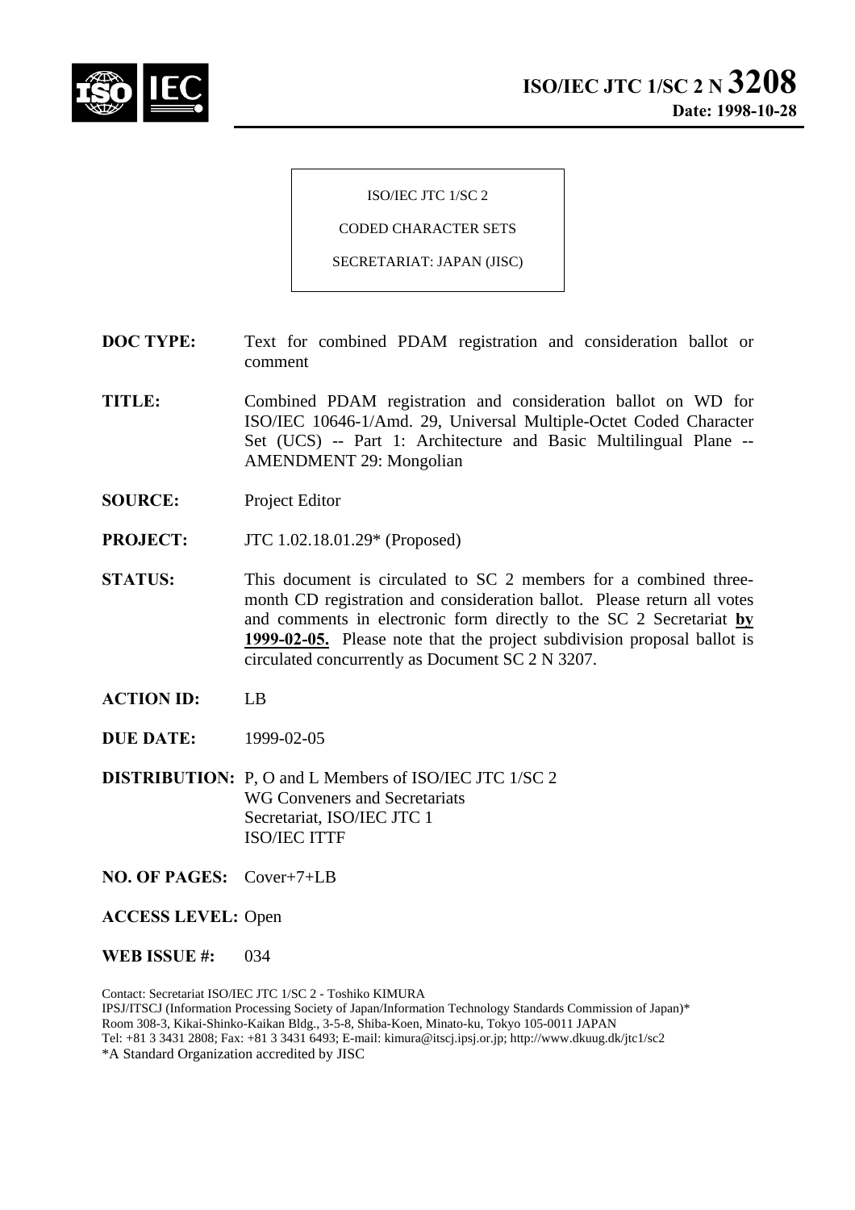# ISO/IEC JTC 1/SC 2 N 3208

**Date: 1998-10-28**

ISO/IEC JTC 1/SC 2

CODED CHARACTER SETS

SECRETARIAT: JAPAN (JISC)

**DOC TYPE:** Text for combined PDAM registration and consideration ballot or comment

**TITLE:** Combined PDAM registration and consideration ballot on WD for ISO/IEC 10646-1/Amd. 29, Universal Multiple-Octet Coded Character Set (UCS) -- Part 1: Architecture and Basic Multilingual Plane -- AMENDMENT 29: Mongolian

**SOURCE:** Project Editor

**PROJECT:** JTC 1.02.18.01.29* (Proposed)

**STATUS:** This document is circulated to SC 2 members for a combined three-month CD registration and consideration ballot. Please return all votes and comments in electronic form directly to the SC 2 Secretariat **by 1999-02-05.** Please note that the project subdivision proposal ballot is circulated concurrently as Document SC 2 N 3207.

**ACTION ID:** LB

**DUE DATE:** 1999-02-05

**DISTRIBUTION:** P, O and L Members of ISO/IEC JTC 1/SC 2
WG Conveners and Secretariats
Secretariat, ISO/IEC JTC 1
ISO/IEC ITTF

**NO. OF PAGES:** Cover+7+LB

**ACCESS LEVEL:** Open

**WEB ISSUE #:** 034

Contact: Secretariat ISO/IEC JTC 1/SC 2 - Toshiko KIMURA
IPSJ/ITSCJ (Information Processing Society of Japan/Information Technology Standards Commission of Japan)*
Room 308-3, Kikai-Shinko-Kaikan Bldg., 3-5-8, Shiba-Koen, Minato-ku, Tokyo 105-0011 JAPAN
Tel: +81 3 3431 2808; Fax: +81 3 3431 6493; E-mail: kimura@itscj.ipsj.or.jp; http://www.dkuug.dk/jtc1/sc2
*A Standard Organization accredited by JISC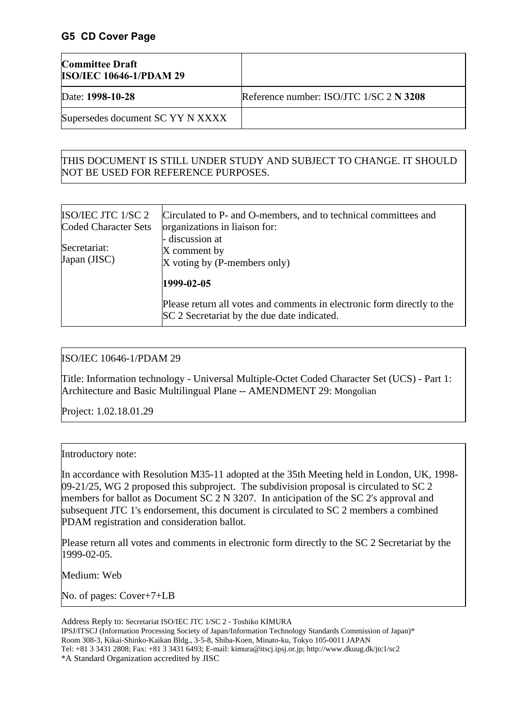## G5 CD Cover Page

| **Committee Draft ISO/IEC 10646-1/PDAM 29** | |
|---|---|
| Date: **1998-10-28** | Reference number: ISO/JTC 1/SC 2 **N 3208** |
| Supersedes document SC YY N XXXX | |

THIS DOCUMENT IS STILL UNDER STUDY AND SUBJECT TO CHANGE. IT SHOULD NOT BE USED FOR REFERENCE PURPOSES.

| ISO/IEC JTC 1/SC 2 Coded Character Sets<br><br>Secretariat: Japan (JISC) | Circulated to P- and O-members, and to technical committees and organizations in liaison for:<br>- discussion at<br>X comment by<br>X voting by (P-members only)<br><br>**1999-02-05**<br><br>Please return all votes and comments in electronic form directly to the SC 2 Secretariat by the due date indicated. |
|---|---|

ISO/IEC 10646-1/PDAM 29

Title: Information technology - Universal Multiple-Octet Coded Character Set (UCS) - Part 1: Architecture and Basic Multilingual Plane -- AMENDMENT 29: Mongolian

Project: 1.02.18.01.29

Introductory note:

In accordance with Resolution M35-11 adopted at the 35th Meeting held in London, UK, 1998-09-21/25, WG 2 proposed this subproject. The subdivision proposal is circulated to SC 2 members for ballot as Document SC 2 N 3207. In anticipation of the SC 2's approval and subsequent JTC 1's endorsement, this document is circulated to SC 2 members a combined PDAM registration and consideration ballot.

Please return all votes and comments in electronic form directly to the SC 2 Secretariat by the 1999-02-05.

Medium: Web

No. of pages: Cover+7+LB

Address Reply to: Secretariat ISO/IEC JTC 1/SC 2 - Toshiko KIMURA
IPSJ/ITSCJ (Information Processing Society of Japan/Information Technology Standards Commission of Japan)*
Room 308-3, Kikai-Shinko-Kaikan Bldg., 3-5-8, Shiba-Koen, Minato-ku, Tokyo 105-0011 JAPAN
Tel: +81 3 3431 2808; Fax: +81 3 3431 6493; E-mail: kimura@itscj.ipsj.or.jp; http://www.dkuug.dk/jtc1/sc2
*A Standard Organization accredited by JISC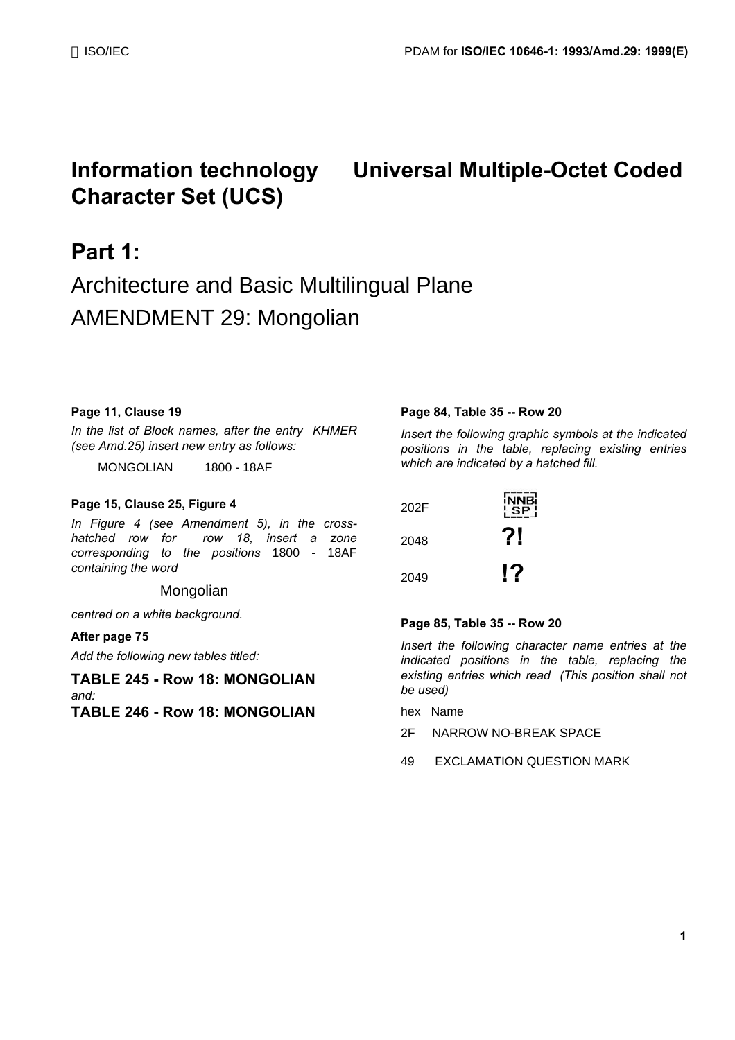# Information technology — Universal Multiple-Octet Coded Character Set (UCS)

# Part 1:

## Architecture and Basic Multilingual Plane

## AMENDMENT 29: Mongolian

**Page 11, Clause 19**

*In the list of Block names, after the entry KHMER (see Amd.25) insert new entry as follows:*

MONGOLIAN 1800 - 18AF

**Page 15, Clause 25, Figure 4**

*In Figure 4 (see Amendment 5), in the cross-hatched row for row 18, insert a zone corresponding to the positions* 1800 - 18AF *containing the word*

Mongolian

*centred on a white background.*

**After page 75**

*Add the following new tables titled:*

**TABLE 245 - Row 18: MONGOLIAN**
*and:*
**TABLE 246 - Row 18: MONGOLIAN**

**Page 84, Table 35 -- Row 20**

*Insert the following graphic symbols at the indicated positions in the table, replacing existing entries which are indicated by a hatched fill.*

| | |
|---|---|
| 202F | NNB SP |
| 2048 | ?! |
| 2049 | !? |

**Page 85, Table 35 -- Row 20**

*Insert the following character name entries at the indicated positions in the table, replacing the existing entries which read (This position shall not be used)*

| hex | Name |
|---|---|
| 2F | NARROW NO-BREAK SPACE |
| 49 | EXCLAMATION QUESTION MARK |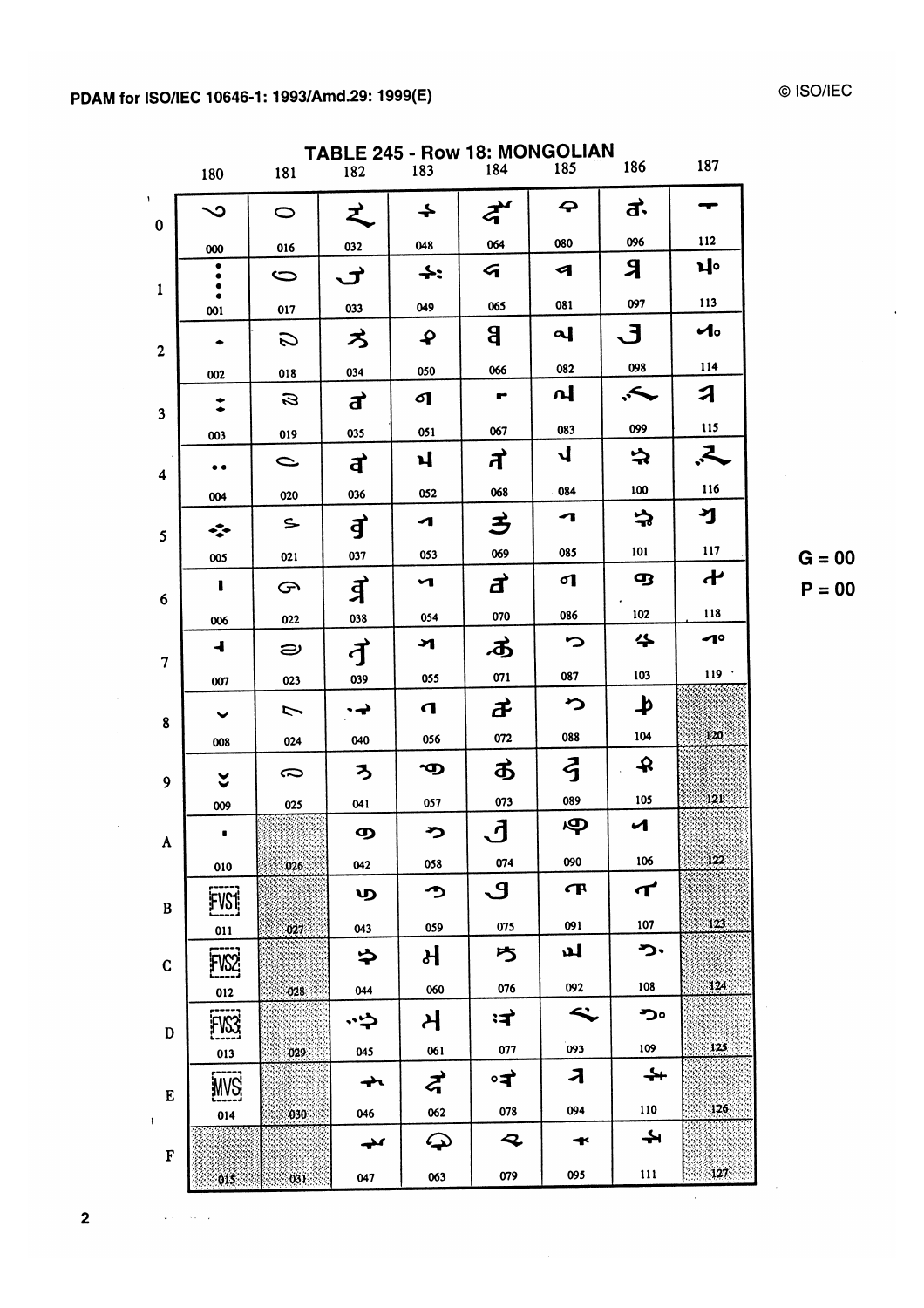## TABLE 245 - Row 18: MONGOLIAN

| | 180 | 181 | 182 | 183 | 184 | 185 | 186 | 187 |
|---|---|---|---|---|---|---|---|---|
| 0 | ᠀ 000 | ᠐ 016 | ᠠ 032 | ᠰ 048 | ᡀ 064 | ᡐ 080 | ᡠ 096 | ᡰ 112 |
| 1 | ᠁ 001 | ᠑ 017 | ᠡ 033 | ᠱ 049 | ᡁ 065 | ᡑ 081 | ᡡ 097 | ᡱ 113 |
| 2 | ᠂ 002 | ᠒ 018 | ᠢ 034 | ᠲ 050 | ᡂ 066 | ᡒ 082 | ᡢ 098 | ᡲ 114 |
| 3 | ᠃ 003 | ᠓ 019 | ᠣ 035 | ᠳ 051 | ᡃ 067 | ᡓ 083 | ᡣ 099 | ᡳ 115 |
| 4 | ᠄ 004 | ᠔ 020 | ᠤ 036 | ᠴ 052 | ᡄ 068 | ᡔ 084 | ᡤ 100 | ᡴ 116 |
| 5 | ᠅ 005 | ᠕ 021 | ᠥ 037 | ᠵ 053 | ᡅ 069 | ᡕ 085 | ᡥ 101 | ᡵ 117 |
| 6 | ᠆ 006 | ᠖ 022 | ᠦ 038 | ᠶ 054 | ᡆ 070 | ᡖ 086 | ᡦ 102 | ᡶ 118 |
| 7 | ᠇ 007 | ᠗ 023 | ᠧ 039 | ᠷ 055 | ᡇ 071 | ᡗ 087 | ᡧ 103 | ᡷ 119 |
| 8 | ᠈ 008 | ᠘ 024 | ᠨ 040 | ᠸ 056 | ᡈ 072 | ᡘ 088 | ᡨ 104 | 120 |
| 9 | ᠉ 009 | ᠙ 025 | ᠩ 041 | ᠹ 057 | ᡉ 073 | ᡙ 089 | ᡩ 105 | 121 |
| A | ᠊ 010 | 026 | ᠪ 042 | ᠺ 058 | ᡊ 074 | ᡚ 090 | ᡪ 106 | 122 |
| B | FVS1 011 | 027 | ᠫ 043 | ᠻ 059 | ᡋ 075 | ᡛ 091 | ᡫ 107 | 123 |
| C | FVS2 012 | 028 | ᠬ 044 | ᠼ 060 | ᡌ 076 | ᡜ 092 | ᡬ 108 | 124 |
| D | FVS3 013 | 029 | ᠭ 045 | ᠽ 061 | ᡍ 077 | ᡝ 093 | ᡭ 109 | 125 |
| E | MVS 014 | 030 | ᠮ 046 | ᠾ 062 | ᡎ 078 | ᡞ 094 | ᡮ 110 | 126 |
| F | 015 | 031 | ᠯ 047 | ᠿ 063 | ᡏ 079 | ᡟ 095 | ᡯ 111 | 127 |

G = 00
P = 00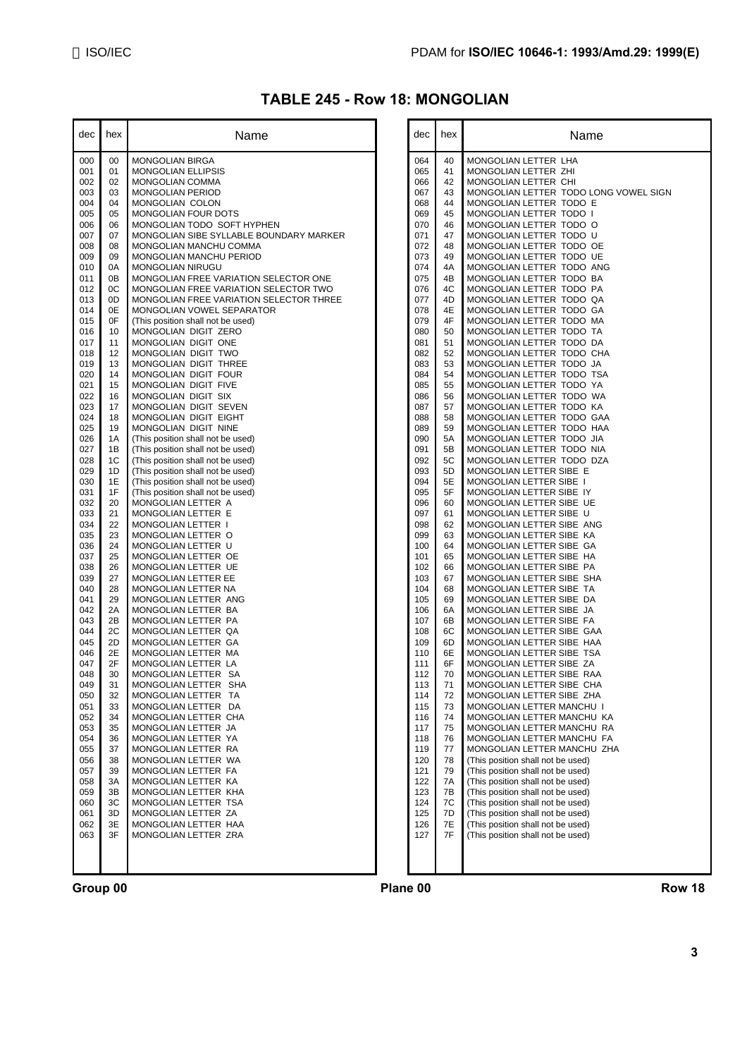# TABLE 245 - Row 18: MONGOLIAN

| dec | hex | Name |
|---|---|---|
| 000 | 00 | MONGOLIAN BIRGA |
| 001 | 01 | MONGOLIAN ELLIPSIS |
| 002 | 02 | MONGOLIAN COMMA |
| 003 | 03 | MONGOLIAN PERIOD |
| 004 | 04 | MONGOLIAN COLON |
| 005 | 05 | MONGOLIAN FOUR DOTS |
| 006 | 06 | MONGOLIAN TODO SOFT HYPHEN |
| 007 | 07 | MONGOLIAN SIBE SYLLABLE BOUNDARY MARKER |
| 008 | 08 | MONGOLIAN MANCHU COMMA |
| 009 | 09 | MONGOLIAN MANCHU PERIOD |
| 010 | 0A | MONGOLIAN NIRUGU |
| 011 | 0B | MONGOLIAN FREE VARIATION SELECTOR ONE |
| 012 | 0C | MONGOLIAN FREE VARIATION SELECTOR TWO |
| 013 | 0D | MONGOLIAN FREE VARIATION SELECTOR THREE |
| 014 | 0E | MONGOLIAN VOWEL SEPARATOR |
| 015 | 0F | (This position shall not be used) |
| 016 | 10 | MONGOLIAN DIGIT ZERO |
| 017 | 11 | MONGOLIAN DIGIT ONE |
| 018 | 12 | MONGOLIAN DIGIT TWO |
| 019 | 13 | MONGOLIAN DIGIT THREE |
| 020 | 14 | MONGOLIAN DIGIT FOUR |
| 021 | 15 | MONGOLIAN DIGIT FIVE |
| 022 | 16 | MONGOLIAN DIGIT SIX |
| 023 | 17 | MONGOLIAN DIGIT SEVEN |
| 024 | 18 | MONGOLIAN DIGIT EIGHT |
| 025 | 19 | MONGOLIAN DIGIT NINE |
| 026 | 1A | (This position shall not be used) |
| 027 | 1B | (This position shall not be used) |
| 028 | 1C | (This position shall not be used) |
| 029 | 1D | (This position shall not be used) |
| 030 | 1E | (This position shall not be used) |
| 031 | 1F | (This position shall not be used) |
| 032 | 20 | MONGOLIAN LETTER A |
| 033 | 21 | MONGOLIAN LETTER E |
| 034 | 22 | MONGOLIAN LETTER I |
| 035 | 23 | MONGOLIAN LETTER O |
| 036 | 24 | MONGOLIAN LETTER U |
| 037 | 25 | MONGOLIAN LETTER OE |
| 038 | 26 | MONGOLIAN LETTER UE |
| 039 | 27 | MONGOLIAN LETTER EE |
| 040 | 28 | MONGOLIAN LETTER NA |
| 041 | 29 | MONGOLIAN LETTER ANG |
| 042 | 2A | MONGOLIAN LETTER BA |
| 043 | 2B | MONGOLIAN LETTER PA |
| 044 | 2C | MONGOLIAN LETTER QA |
| 045 | 2D | MONGOLIAN LETTER GA |
| 046 | 2E | MONGOLIAN LETTER MA |
| 047 | 2F | MONGOLIAN LETTER LA |
| 048 | 30 | MONGOLIAN LETTER SA |
| 049 | 31 | MONGOLIAN LETTER SHA |
| 050 | 32 | MONGOLIAN LETTER TA |
| 051 | 33 | MONGOLIAN LETTER DA |
| 052 | 34 | MONGOLIAN LETTER CHA |
| 053 | 35 | MONGOLIAN LETTER JA |
| 054 | 36 | MONGOLIAN LETTER YA |
| 055 | 37 | MONGOLIAN LETTER RA |
| 056 | 38 | MONGOLIAN LETTER WA |
| 057 | 39 | MONGOLIAN LETTER FA |
| 058 | 3A | MONGOLIAN LETTER KA |
| 059 | 3B | MONGOLIAN LETTER KHA |
| 060 | 3C | MONGOLIAN LETTER TSA |
| 061 | 3D | MONGOLIAN LETTER ZA |
| 062 | 3E | MONGOLIAN LETTER HAA |
| 063 | 3F | MONGOLIAN LETTER ZRA |
| 064 | 40 | MONGOLIAN LETTER LHA |
| 065 | 41 | MONGOLIAN LETTER ZHI |
| 066 | 42 | MONGOLIAN LETTER CHI |
| 067 | 43 | MONGOLIAN LETTER TODO LONG VOWEL SIGN |
| 068 | 44 | MONGOLIAN LETTER TODO E |
| 069 | 45 | MONGOLIAN LETTER TODO I |
| 070 | 46 | MONGOLIAN LETTER TODO O |
| 071 | 47 | MONGOLIAN LETTER TODO U |
| 072 | 48 | MONGOLIAN LETTER TODO OE |
| 073 | 49 | MONGOLIAN LETTER TODO UE |
| 074 | 4A | MONGOLIAN LETTER TODO ANG |
| 075 | 4B | MONGOLIAN LETTER TODO BA |
| 076 | 4C | MONGOLIAN LETTER TODO PA |
| 077 | 4D | MONGOLIAN LETTER TODO QA |
| 078 | 4E | MONGOLIAN LETTER TODO GA |
| 079 | 4F | MONGOLIAN LETTER TODO MA |
| 080 | 50 | MONGOLIAN LETTER TODO TA |
| 081 | 51 | MONGOLIAN LETTER TODO DA |
| 082 | 52 | MONGOLIAN LETTER TODO CHA |
| 083 | 53 | MONGOLIAN LETTER TODO JA |
| 084 | 54 | MONGOLIAN LETTER TODO TSA |
| 085 | 55 | MONGOLIAN LETTER TODO YA |
| 086 | 56 | MONGOLIAN LETTER TODO WA |
| 087 | 57 | MONGOLIAN LETTER TODO KA |
| 088 | 58 | MONGOLIAN LETTER TODO GAA |
| 089 | 59 | MONGOLIAN LETTER TODO HAA |
| 090 | 5A | MONGOLIAN LETTER TODO JIA |
| 091 | 5B | MONGOLIAN LETTER TODO NIA |
| 092 | 5C | MONGOLIAN LETTER TODO DZA |
| 093 | 5D | MONGOLIAN LETTER SIBE E |
| 094 | 5E | MONGOLIAN LETTER SIBE I |
| 095 | 5F | MONGOLIAN LETTER SIBE IY |
| 096 | 60 | MONGOLIAN LETTER SIBE UE |
| 097 | 61 | MONGOLIAN LETTER SIBE U |
| 098 | 62 | MONGOLIAN LETTER SIBE ANG |
| 099 | 63 | MONGOLIAN LETTER SIBE KA |
| 100 | 64 | MONGOLIAN LETTER SIBE GA |
| 101 | 65 | MONGOLIAN LETTER SIBE HA |
| 102 | 66 | MONGOLIAN LETTER SIBE PA |
| 103 | 67 | MONGOLIAN LETTER SIBE SHA |
| 104 | 68 | MONGOLIAN LETTER SIBE TA |
| 105 | 69 | MONGOLIAN LETTER SIBE DA |
| 106 | 6A | MONGOLIAN LETTER SIBE JA |
| 107 | 6B | MONGOLIAN LETTER SIBE FA |
| 108 | 6C | MONGOLIAN LETTER SIBE GAA |
| 109 | 6D | MONGOLIAN LETTER SIBE HAA |
| 110 | 6E | MONGOLIAN LETTER SIBE TSA |
| 111 | 6F | MONGOLIAN LETTER SIBE ZA |
| 112 | 70 | MONGOLIAN LETTER SIBE RAA |
| 113 | 71 | MONGOLIAN LETTER SIBE CHA |
| 114 | 72 | MONGOLIAN LETTER SIBE ZHA |
| 115 | 73 | MONGOLIAN LETTER MANCHU I |
| 116 | 74 | MONGOLIAN LETTER MANCHU KA |
| 117 | 75 | MONGOLIAN LETTER MANCHU RA |
| 118 | 76 | MONGOLIAN LETTER MANCHU FA |
| 119 | 77 | MONGOLIAN LETTER MANCHU ZHA |
| 120 | 78 | (This position shall not be used) |
| 121 | 79 | (This position shall not be used) |
| 122 | 7A | (This position shall not be used) |
| 123 | 7B | (This position shall not be used) |
| 124 | 7C | (This position shall not be used) |
| 125 | 7D | (This position shall not be used) |
| 126 | 7E | (This position shall not be used) |
| 127 | 7F | (This position shall not be used) |

**Group 00** **Plane 00** **Row 18**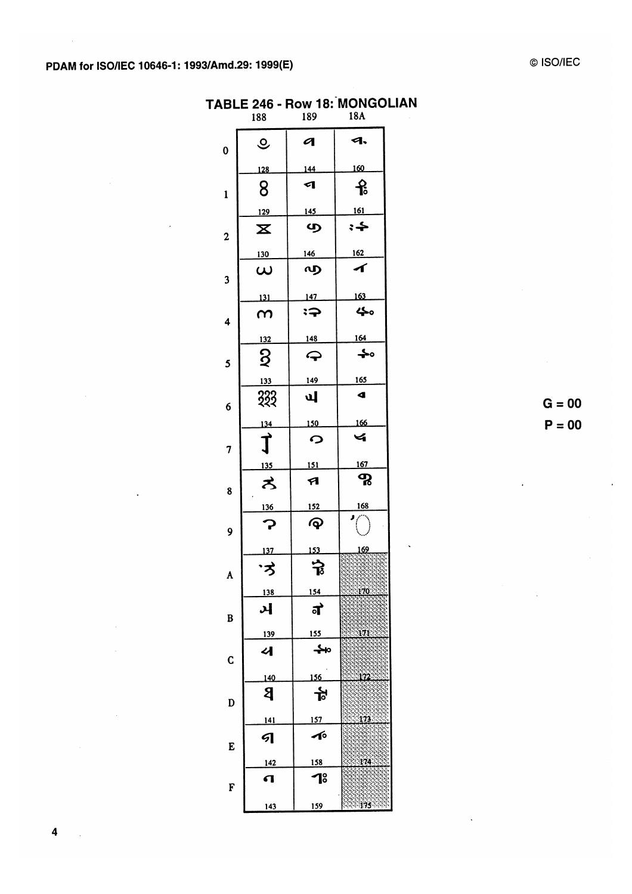# TABLE 246 - Row 18: MONGOLIAN

| | 188 | 189 | 18A |
|---|---|---|---|
| 0 | ᢀ 128 | ᢐ 144 | ᢠ 160 |
| 1 | ᢁ 129 | ᢑ 145 | ᢡ 161 |
| 2 | ᢂ 130 | ᢒ 146 | ᢢ 162 |
| 3 | ᢃ 131 | ᢓ 147 | ᢣ 163 |
| 4 | ᢄ 132 | ᢔ 148 | ᢤ 164 |
| 5 | ᢅ 133 | ᢕ 149 | ᢥ 165 |
| 6 | ᢆ 134 | ᢖ 150 | ᢦ 166 |
| 7 | ᢇ 135 | ᢗ 151 | ᢧ 167 |
| 8 | ᢈ 136 | ᢘ 152 | ᢨ 168 |
| 9 | ᢉ 137 | ᢙ 153 | ◌ᢩ 169 |
| A | ᢊ 138 | ᢚ 154 | 170 |
| B | ᢋ 139 | ᢛ 155 | 171 |
| C | ᢌ 140 | ᢜ 156 | 172 |
| D | ᢍ 141 | ᢝ 157 | 173 |
| E | ᢎ 142 | ᢞ 158 | 174 |
| F | ᢏ 143 | ᢟ 159 | 175 |

**G = 00**

**P = 00**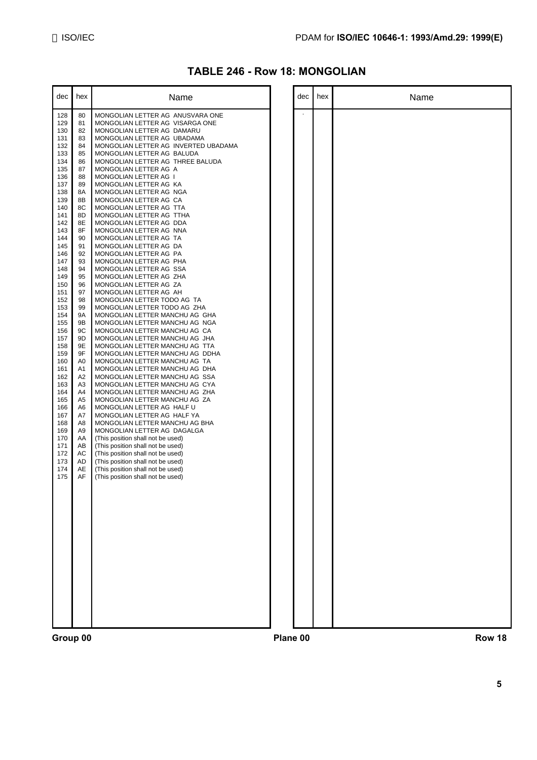# TABLE 246 - Row 18: MONGOLIAN

| dec | hex | Name |
|---|---|---|
| 128 | 80 | MONGOLIAN LETTER AG ANUSVARA ONE |
| 129 | 81 | MONGOLIAN LETTER AG VISARGA ONE |
| 130 | 82 | MONGOLIAN LETTER AG DAMARU |
| 131 | 83 | MONGOLIAN LETTER AG UBADAMA |
| 132 | 84 | MONGOLIAN LETTER AG INVERTED UBADAMA |
| 133 | 85 | MONGOLIAN LETTER AG BALUDA |
| 134 | 86 | MONGOLIAN LETTER AG THREE BALUDA |
| 135 | 87 | MONGOLIAN LETTER AG A |
| 136 | 88 | MONGOLIAN LETTER AG I |
| 137 | 89 | MONGOLIAN LETTER AG KA |
| 138 | 8A | MONGOLIAN LETTER AG NGA |
| 139 | 8B | MONGOLIAN LETTER AG CA |
| 140 | 8C | MONGOLIAN LETTER AG TTA |
| 141 | 8D | MONGOLIAN LETTER AG TTHA |
| 142 | 8E | MONGOLIAN LETTER AG DDA |
| 143 | 8F | MONGOLIAN LETTER AG NNA |
| 144 | 90 | MONGOLIAN LETTER AG TA |
| 145 | 91 | MONGOLIAN LETTER AG DA |
| 146 | 92 | MONGOLIAN LETTER AG PA |
| 147 | 93 | MONGOLIAN LETTER AG PHA |
| 148 | 94 | MONGOLIAN LETTER AG SSA |
| 149 | 95 | MONGOLIAN LETTER AG ZHA |
| 150 | 96 | MONGOLIAN LETTER AG ZA |
| 151 | 97 | MONGOLIAN LETTER AG AH |
| 152 | 98 | MONGOLIAN LETTER TODO AG TA |
| 153 | 99 | MONGOLIAN LETTER TODO AG ZHA |
| 154 | 9A | MONGOLIAN LETTER MANCHU AG GHA |
| 155 | 9B | MONGOLIAN LETTER MANCHU AG NGA |
| 156 | 9C | MONGOLIAN LETTER MANCHU AG CA |
| 157 | 9D | MONGOLIAN LETTER MANCHU AG JHA |
| 158 | 9E | MONGOLIAN LETTER MANCHU AG TTA |
| 159 | 9F | MONGOLIAN LETTER MANCHU AG DDHA |
| 160 | A0 | MONGOLIAN LETTER MANCHU AG TA |
| 161 | A1 | MONGOLIAN LETTER MANCHU AG DHA |
| 162 | A2 | MONGOLIAN LETTER MANCHU AG SSA |
| 163 | A3 | MONGOLIAN LETTER MANCHU AG CYA |
| 164 | A4 | MONGOLIAN LETTER MANCHU AG ZHA |
| 165 | A5 | MONGOLIAN LETTER MANCHU AG ZA |
| 166 | A6 | MONGOLIAN LETTER AG HALF U |
| 167 | A7 | MONGOLIAN LETTER AG HALF YA |
| 168 | A8 | MONGOLIAN LETTER MANCHU AG BHA |
| 169 | A9 | MONGOLIAN LETTER AG DAGALGA |
| 170 | AA | (This position shall not be used) |
| 171 | AB | (This position shall not be used) |
| 172 | AC | (This position shall not be used) |
| 173 | AD | (This position shall not be used) |
| 174 | AE | (This position shall not be used) |
| 175 | AF | (This position shall not be used) |

Group 00 Plane 00 Row 18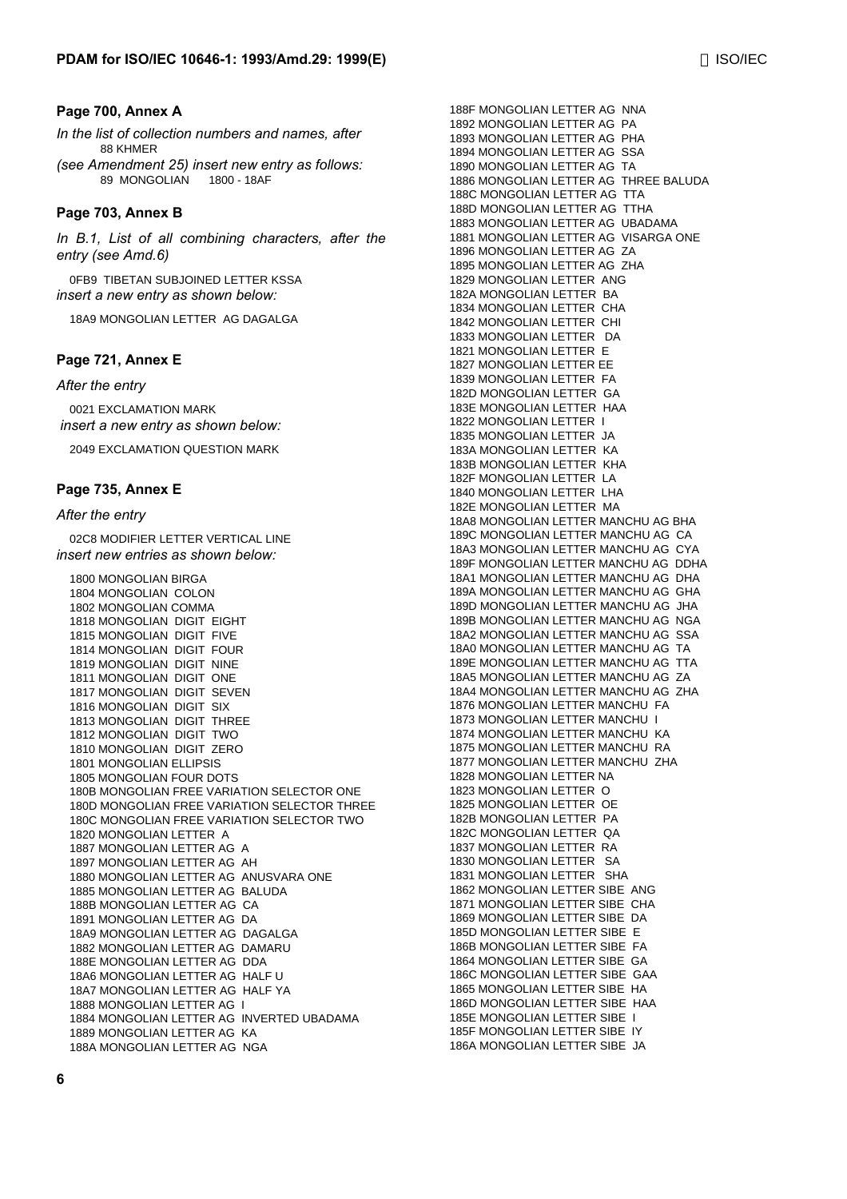## Page 700, Annex A

*In the list of collection numbers and names, after*
88 KHMER
*(see Amendment 25) insert new entry as follows:*
89 MONGOLIAN 1800 - 18AF

## Page 703, Annex B

*In B.1, List of all combining characters, after the entry (see Amd.6)*

0FB9 TIBETAN SUBJOINED LETTER KSSA
*insert a new entry as shown below:*

18A9 MONGOLIAN LETTER AG DAGALGA

## Page 721, Annex E

*After the entry*

0021 EXCLAMATION MARK
*insert a new entry as shown below:*

2049 EXCLAMATION QUESTION MARK

## Page 735, Annex E

*After the entry*

02C8 MODIFIER LETTER VERTICAL LINE
*insert new entries as shown below:*

1800 MONGOLIAN BIRGA
1804 MONGOLIAN COLON
1802 MONGOLIAN COMMA
1818 MONGOLIAN DIGIT EIGHT
1815 MONGOLIAN DIGIT FIVE
1814 MONGOLIAN DIGIT FOUR
1819 MONGOLIAN DIGIT NINE
1811 MONGOLIAN DIGIT ONE
1817 MONGOLIAN DIGIT SEVEN
1816 MONGOLIAN DIGIT SIX
1813 MONGOLIAN DIGIT THREE
1812 MONGOLIAN DIGIT TWO
1810 MONGOLIAN DIGIT ZERO
1801 MONGOLIAN ELLIPSIS
1805 MONGOLIAN FOUR DOTS
180B MONGOLIAN FREE VARIATION SELECTOR ONE
180D MONGOLIAN FREE VARIATION SELECTOR THREE
180C MONGOLIAN FREE VARIATION SELECTOR TWO
1820 MONGOLIAN LETTER A
1887 MONGOLIAN LETTER AG A
1897 MONGOLIAN LETTER AG AH
1880 MONGOLIAN LETTER AG ANUSVARA ONE
1885 MONGOLIAN LETTER AG BALUDA
188B MONGOLIAN LETTER AG CA
1891 MONGOLIAN LETTER AG DA
18A9 MONGOLIAN LETTER AG DAGALGA
1882 MONGOLIAN LETTER AG DAMARU
188E MONGOLIAN LETTER AG DDA
18A6 MONGOLIAN LETTER AG HALF U
18A7 MONGOLIAN LETTER AG HALF YA
1888 MONGOLIAN LETTER AG I
1884 MONGOLIAN LETTER AG INVERTED UBADAMA
1889 MONGOLIAN LETTER AG KA
188A MONGOLIAN LETTER AG NGA
188F MONGOLIAN LETTER AG NNA
1892 MONGOLIAN LETTER AG PA
1893 MONGOLIAN LETTER AG PHA
1894 MONGOLIAN LETTER AG SSA
1890 MONGOLIAN LETTER AG TA
1886 MONGOLIAN LETTER AG THREE BALUDA
188C MONGOLIAN LETTER AG TTA
188D MONGOLIAN LETTER AG TTHA
1883 MONGOLIAN LETTER AG UBADAMA
1881 MONGOLIAN LETTER AG VISARGA ONE
1896 MONGOLIAN LETTER AG ZA
1895 MONGOLIAN LETTER AG ZHA
1829 MONGOLIAN LETTER ANG
182A MONGOLIAN LETTER BA
1834 MONGOLIAN LETTER CHA
1842 MONGOLIAN LETTER CHI
1833 MONGOLIAN LETTER DA
1821 MONGOLIAN LETTER E
1827 MONGOLIAN LETTER EE
1839 MONGOLIAN LETTER FA
182D MONGOLIAN LETTER GA
183E MONGOLIAN LETTER HAA
1822 MONGOLIAN LETTER I
1835 MONGOLIAN LETTER JA
183A MONGOLIAN LETTER KA
183B MONGOLIAN LETTER KHA
182F MONGOLIAN LETTER LA
1840 MONGOLIAN LETTER LHA
182E MONGOLIAN LETTER MA
18A8 MONGOLIAN LETTER MANCHU AG BHA
189C MONGOLIAN LETTER MANCHU AG CA
18A3 MONGOLIAN LETTER MANCHU AG CYA
189F MONGOLIAN LETTER MANCHU AG DDHA
18A1 MONGOLIAN LETTER MANCHU AG DHA
189A MONGOLIAN LETTER MANCHU AG GHA
189D MONGOLIAN LETTER MANCHU AG JHA
189B MONGOLIAN LETTER MANCHU AG NGA
18A2 MONGOLIAN LETTER MANCHU AG SSA
18A0 MONGOLIAN LETTER MANCHU AG TA
189E MONGOLIAN LETTER MANCHU AG TTA
18A5 MONGOLIAN LETTER MANCHU AG ZA
18A4 MONGOLIAN LETTER MANCHU AG ZHA
1876 MONGOLIAN LETTER MANCHU FA
1873 MONGOLIAN LETTER MANCHU I
1874 MONGOLIAN LETTER MANCHU KA
1875 MONGOLIAN LETTER MANCHU RA
1877 MONGOLIAN LETTER MANCHU ZHA
1828 MONGOLIAN LETTER NA
1823 MONGOLIAN LETTER O
1825 MONGOLIAN LETTER OE
182B MONGOLIAN LETTER PA
182C MONGOLIAN LETTER QA
1837 MONGOLIAN LETTER RA
1830 MONGOLIAN LETTER SA
1831 MONGOLIAN LETTER SHA
1862 MONGOLIAN LETTER SIBE ANG
1871 MONGOLIAN LETTER SIBE CHA
1869 MONGOLIAN LETTER SIBE DA
185D MONGOLIAN LETTER SIBE E
186B MONGOLIAN LETTER SIBE FA
1864 MONGOLIAN LETTER SIBE GA
186C MONGOLIAN LETTER SIBE GAA
1865 MONGOLIAN LETTER SIBE HA
186D MONGOLIAN LETTER SIBE HAA
185E MONGOLIAN LETTER SIBE I
185F MONGOLIAN LETTER SIBE IY
186A MONGOLIAN LETTER SIBE JA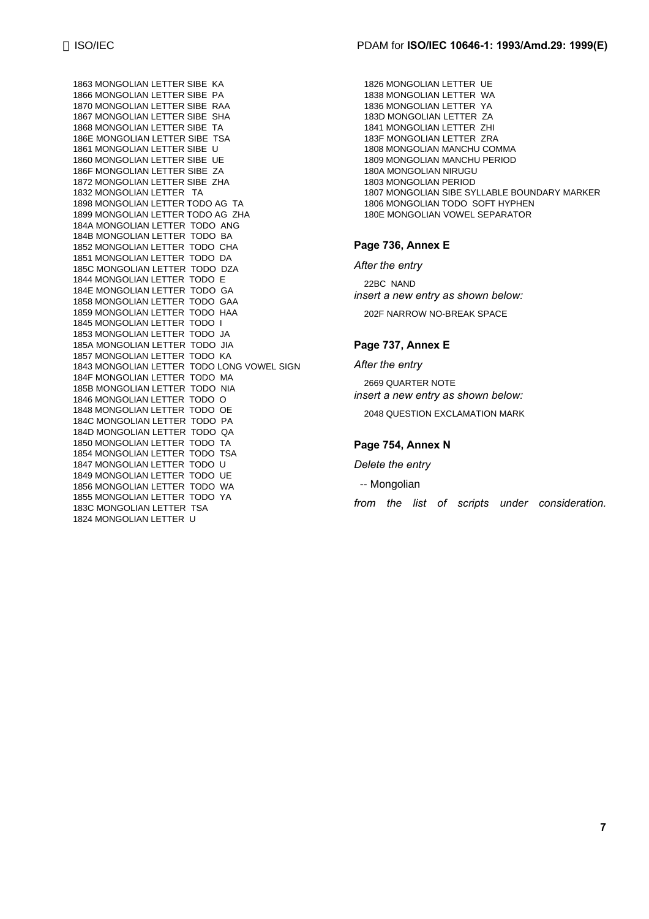1863 MONGOLIAN LETTER SIBE KA
1866 MONGOLIAN LETTER SIBE PA
1870 MONGOLIAN LETTER SIBE RAA
1867 MONGOLIAN LETTER SIBE SHA
1868 MONGOLIAN LETTER SIBE TA
186E MONGOLIAN LETTER SIBE TSA
1861 MONGOLIAN LETTER SIBE U
1860 MONGOLIAN LETTER SIBE UE
186F MONGOLIAN LETTER SIBE ZA
1872 MONGOLIAN LETTER SIBE ZHA
1832 MONGOLIAN LETTER TA
1898 MONGOLIAN LETTER TODO AG TA
1899 MONGOLIAN LETTER TODO AG ZHA
184A MONGOLIAN LETTER TODO ANG
184B MONGOLIAN LETTER TODO BA
1852 MONGOLIAN LETTER TODO CHA
1851 MONGOLIAN LETTER TODO DA
185C MONGOLIAN LETTER TODO DZA
1844 MONGOLIAN LETTER TODO E
184E MONGOLIAN LETTER TODO GA
1858 MONGOLIAN LETTER TODO GAA
1859 MONGOLIAN LETTER TODO HAA
1845 MONGOLIAN LETTER TODO I
1853 MONGOLIAN LETTER TODO JA
185A MONGOLIAN LETTER TODO JIA
1857 MONGOLIAN LETTER TODO KA
1843 MONGOLIAN LETTER TODO LONG VOWEL SIGN
184F MONGOLIAN LETTER TODO MA
185B MONGOLIAN LETTER TODO NIA
1846 MONGOLIAN LETTER TODO O
1848 MONGOLIAN LETTER TODO OE
184C MONGOLIAN LETTER TODO PA
184D MONGOLIAN LETTER TODO QA
1850 MONGOLIAN LETTER TODO TA
1854 MONGOLIAN LETTER TODO TSA
1847 MONGOLIAN LETTER TODO U
1849 MONGOLIAN LETTER TODO UE
1856 MONGOLIAN LETTER TODO WA
1855 MONGOLIAN LETTER TODO YA
183C MONGOLIAN LETTER TSA
1824 MONGOLIAN LETTER U
1826 MONGOLIAN LETTER UE
1838 MONGOLIAN LETTER WA
1836 MONGOLIAN LETTER YA
183D MONGOLIAN LETTER ZA
1841 MONGOLIAN LETTER ZHI
183F MONGOLIAN LETTER ZRA
1808 MONGOLIAN MANCHU COMMA
1809 MONGOLIAN MANCHU PERIOD
180A MONGOLIAN NIRUGU
1803 MONGOLIAN PERIOD
1807 MONGOLIAN SIBE SYLLABLE BOUNDARY MARKER
1806 MONGOLIAN TODO SOFT HYPHEN
180E MONGOLIAN VOWEL SEPARATOR

### Page 736, Annex E

*After the entry*

22BC NAND

*insert a new entry as shown below:*

202F NARROW NO-BREAK SPACE

### Page 737, Annex E

*After the entry*

2669 QUARTER NOTE

*insert a new entry as shown below:*

2048 QUESTION EXCLAMATION MARK

### Page 754, Annex N

*Delete the entry*

-- Mongolian

*from the list of scripts under consideration.*